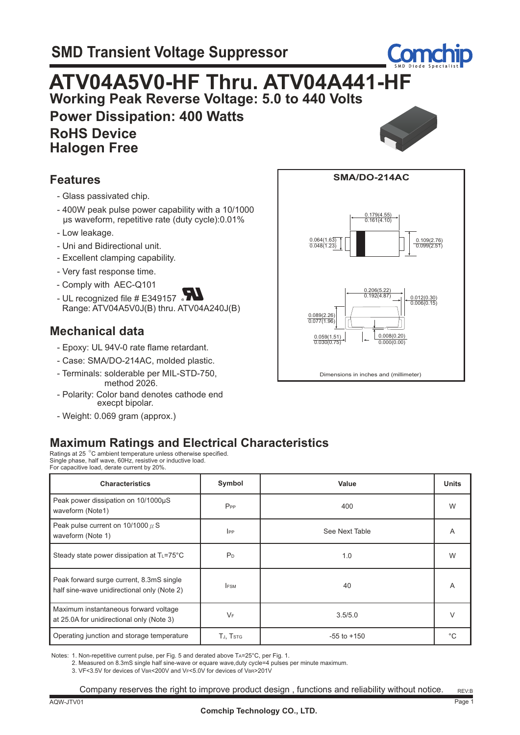# SMD Transient Voltage Suppressor

# ATV04A5V0-HF Thru. ATV04A441-HF

**Working Peak Reverse Voltage: 5.0 to 440 Volts**

**Power Dissipation: 400 Watts**

**RoHS Device**

**Halogen Free**

## Features

- Glass passivated chip.
- 400W peak pulse power capability with a 10/1000 μs waveform, repetitive rate (duty cycle):0.01%
- Low leakage.
- Uni and Bidirectional unit.
- Excellent clamping capability.
- Very fast response time.
- Comply with AEC-Q101
- UL recognized file # E349157 Range: ATV04A5V0J(B) thru. ATV04A240J(B)

## Mechanical data

- Epoxy: UL 94V-0 rate flame retardant.
- Case: SMA/DO-214AC, molded plastic.
- Terminals: solderable per MIL-STD-750, method 2026.
- Polarity: Color band denotes cathode end execpt bipolar.
- Weight: 0.069 gram (approx.)

**SMA/DO-214AC**

0.179(4.55) / 0.161(4.10)

0.064(1.63) / 0.048(1.23)

0.109(2.76) / 0.099(2.51)

0.206(5.22) / 0.192(4.87)

0.012(0.30) / 0.006(0.15)

0.089(2.26) / 0.077(1.96)

0.059(1.51) / 0.030(0.75)

0.008(0.20) / 0.000(0.00)

Dimensions in inches and (millimeter)

## Maximum Ratings and Electrical Characteristics

Ratings at 25 °C ambient temperature unless otherwise specified.
Single phase, half wave, 60Hz, resistive or inductive load.
For capacitive load, derate current by 20%.

| Characteristics | Symbol | Value | Units |
|---|---|---|---|
| Peak power dissipation on 10/1000μS waveform (Note1) | $P_{PP}$ | 400 | W |
| Peak pulse current on 10/1000 μS waveform (Note 1) | $I_{PP}$ | See Next Table | A |
| Steady state power dissipation at $T_L$=75°C | $P_D$ | 1.0 | W |
| Peak forward surge current, 8.3mS single half sine-wave unidirectional only (Note 2) | $I_{FSM}$ | 40 | A |
| Maximum instantaneous forward voltage at 25.0A for unidirectional only (Note 3) | $V_F$ | 3.5/5.0 | V |
| Operating junction and storage temperature | $T_J$, $T_{STG}$ | -55 to +150 | °C |

Notes: 1. Non-repetitive current pulse, per Fig. 5 and derated above $T_A$=25°C, per Fig. 1.
2. Measured on 8.3mS single half sine-wave or equare wave,duty cycle=4 pulses per minute maximum.
3. $V_F$<3.5V for devices of $V_{BR}$<200V and $V_F$<5.0V for devices of $V_{BR}$>201V

Company reserves the right to improve product design , functions and reliability without notice.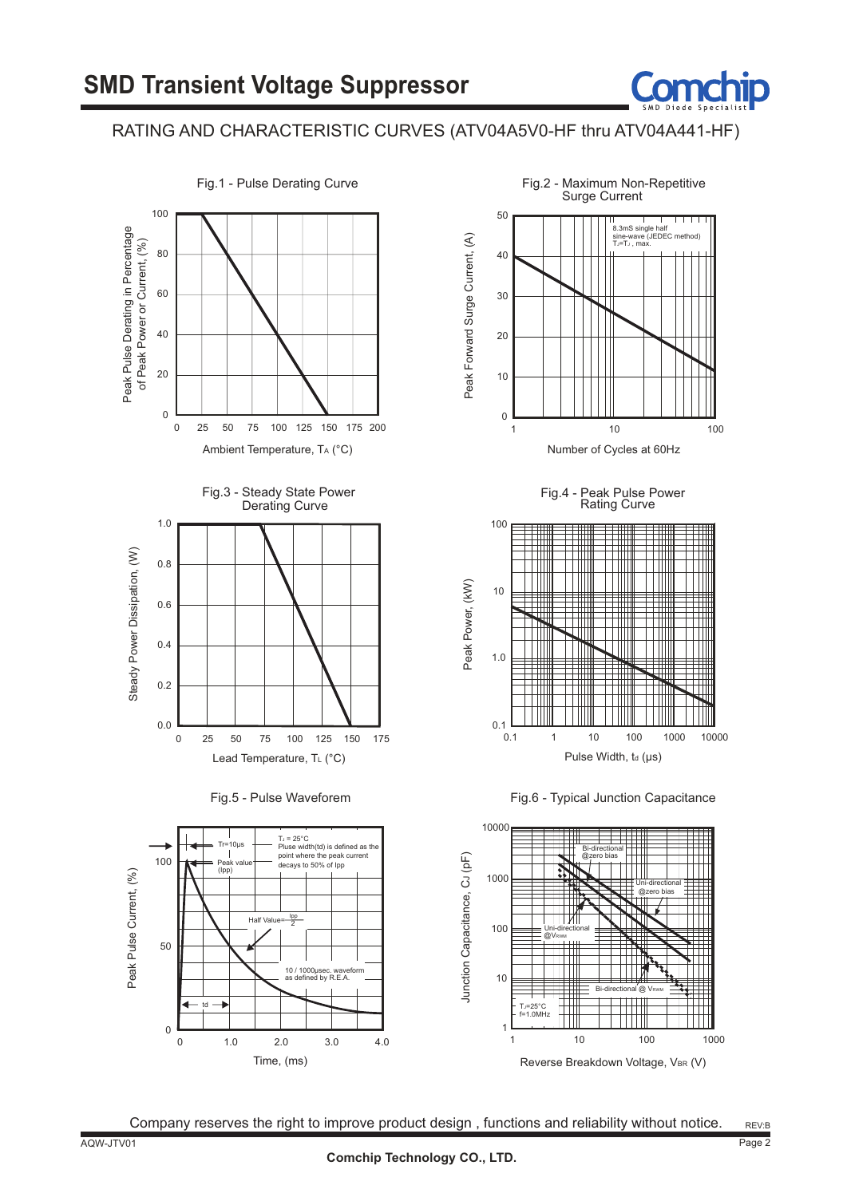# SMD Transient Voltage Suppressor

## RATING AND CHARACTERISTIC CURVES (ATV04A5V0-HF thru ATV04A441-HF)

Fig.1 - Pulse Derating Curve

Peak Pulse Derating in Percentage of Peak Power or Current, (%)

Ambient Temperature, $T_A$ (°C)

Fig.2 - Maximum Non-Repetitive Surge Current

8.3mS single half sine-wave (JEDEC method) $T_J=T_J$ , max.

Peak Forward Surge Current, (A)

Number of Cycles at 60Hz

Fig.3 - Steady State Power Derating Curve

Steady Power Dissipation, (W)

Lead Temperature, $T_L$ (°C)

Fig.4 - Peak Pulse Power Rating Curve

Peak Power, (kW)

Pulse Width, $t_d$ (μs)

Fig.5 - Pulse Waveforem

$T_J$ = 25°C
Pluse width(td) is defined as the point where the peak current decays to 50% of Ipp

Tr=10μs

Peak value (Ipp)

Half Value= $\frac{Ipp}{2}$

10 / 1000μsec. waveform as defined by R.E.A.

td

Peak Pulse Current, (%)

Time, (ms)

Fig.6 - Typical Junction Capacitance

Bi-directional @zero bias

Uni-directional @zero bias

Uni-directional @$V_{RWM}$

Bi-directional @ $V_{RWM}$

$T_J$=25°C
f=1.0MHz

Junction Capacitance, $C_J$ (pF)

Reverse Breakdown Voltage, $V_{BR}$ (V)

Company reserves the right to improve product design , functions and reliability without notice.

REV:B

AQW-JTV01

Comchip Technology CO., LTD.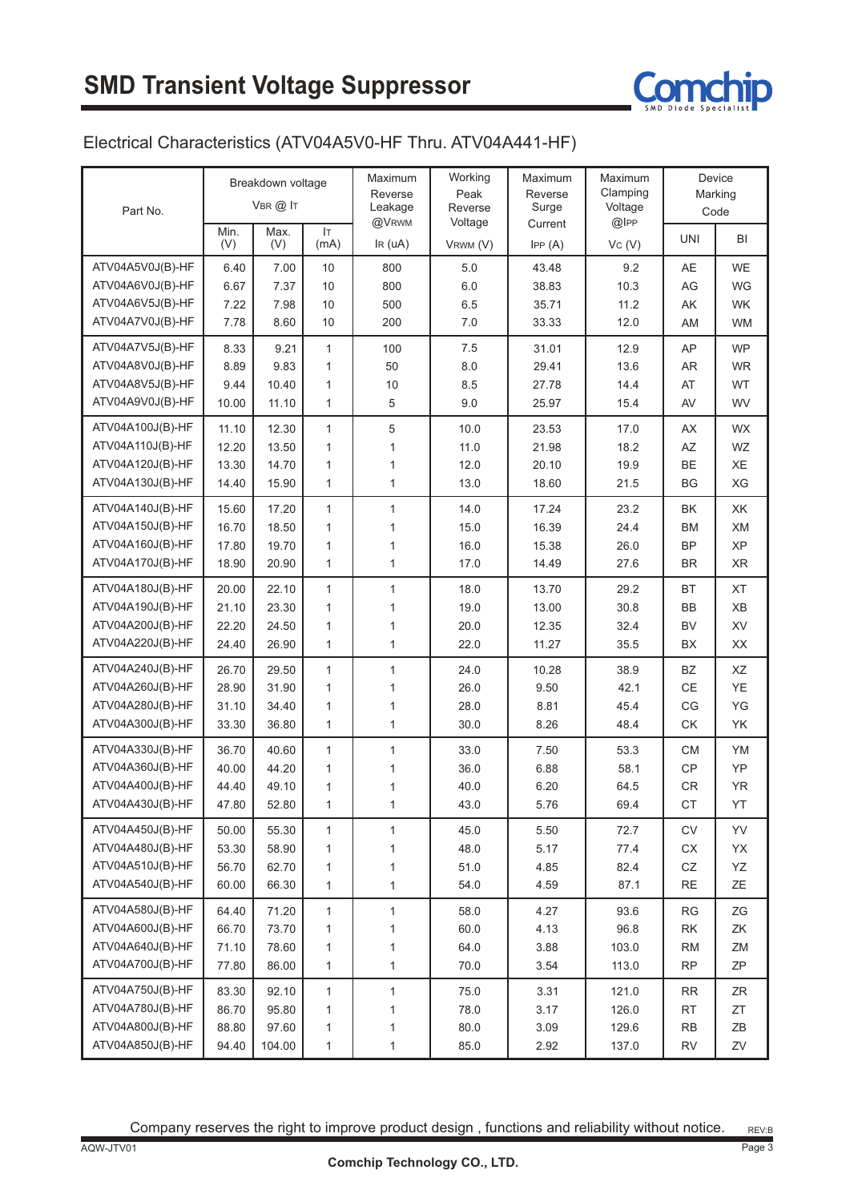# SMD Transient Voltage Suppressor

## Electrical Characteristics (ATV04A5V0-HF Thru. ATV04A441-HF)

| Part No. | Breakdown voltage $V_{BR}$ @ $I_T$ | | | Maximum Reverse Leakage @$V_{RWM}$ | Working Peak Reverse Voltage | Maximum Reverse Surge Current | Maximum Clamping Voltage @$I_{PP}$ | Device Marking Code | |
|---|---|---|---|---|---|---|---|---|---|
| | Min. (V) | Max. (V) | $I_T$ (mA) | $I_R$ (uA) | $V_{RWM}$ (V) | $I_{PP}$ (A) | $V_C$ (V) | UNI | BI |
| ATV04A5V0J(B)-HF | 6.40 | 7.00 | 10 | 800 | 5.0 | 43.48 | 9.2 | AE | WE |
| ATV04A6V0J(B)-HF | 6.67 | 7.37 | 10 | 800 | 6.0 | 38.83 | 10.3 | AG | WG |
| ATV04A6V5J(B)-HF | 7.22 | 7.98 | 10 | 500 | 6.5 | 35.71 | 11.2 | AK | WK |
| ATV04A7V0J(B)-HF | 7.78 | 8.60 | 10 | 200 | 7.0 | 33.33 | 12.0 | AM | WM |
| ATV04A7V5J(B)-HF | 8.33 | 9.21 | 1 | 100 | 7.5 | 31.01 | 12.9 | AP | WP |
| ATV04A8V0J(B)-HF | 8.89 | 9.83 | 1 | 50 | 8.0 | 29.41 | 13.6 | AR | WR |
| ATV04A8V5J(B)-HF | 9.44 | 10.40 | 1 | 10 | 8.5 | 27.78 | 14.4 | AT | WT |
| ATV04A9V0J(B)-HF | 10.00 | 11.10 | 1 | 5 | 9.0 | 25.97 | 15.4 | AV | WV |
| ATV04A100J(B)-HF | 11.10 | 12.30 | 1 | 5 | 10.0 | 23.53 | 17.0 | AX | WX |
| ATV04A110J(B)-HF | 12.20 | 13.50 | 1 | 1 | 11.0 | 21.98 | 18.2 | AZ | WZ |
| ATV04A120J(B)-HF | 13.30 | 14.70 | 1 | 1 | 12.0 | 20.10 | 19.9 | BE | XE |
| ATV04A130J(B)-HF | 14.40 | 15.90 | 1 | 1 | 13.0 | 18.60 | 21.5 | BG | XG |
| ATV04A140J(B)-HF | 15.60 | 17.20 | 1 | 1 | 14.0 | 17.24 | 23.2 | BK | XK |
| ATV04A150J(B)-HF | 16.70 | 18.50 | 1 | 1 | 15.0 | 16.39 | 24.4 | BM | XM |
| ATV04A160J(B)-HF | 17.80 | 19.70 | 1 | 1 | 16.0 | 15.38 | 26.0 | BP | XP |
| ATV04A170J(B)-HF | 18.90 | 20.90 | 1 | 1 | 17.0 | 14.49 | 27.6 | BR | XR |
| ATV04A180J(B)-HF | 20.00 | 22.10 | 1 | 1 | 18.0 | 13.70 | 29.2 | BT | XT |
| ATV04A190J(B)-HF | 21.10 | 23.30 | 1 | 1 | 19.0 | 13.00 | 30.8 | BB | XB |
| ATV04A200J(B)-HF | 22.20 | 24.50 | 1 | 1 | 20.0 | 12.35 | 32.4 | BV | XV |
| ATV04A220J(B)-HF | 24.40 | 26.90 | 1 | 1 | 22.0 | 11.27 | 35.5 | BX | XX |
| ATV04A240J(B)-HF | 26.70 | 29.50 | 1 | 1 | 24.0 | 10.28 | 38.9 | BZ | XZ |
| ATV04A260J(B)-HF | 28.90 | 31.90 | 1 | 1 | 26.0 | 9.50 | 42.1 | CE | YE |
| ATV04A280J(B)-HF | 31.10 | 34.40 | 1 | 1 | 28.0 | 8.81 | 45.4 | CG | YG |
| ATV04A300J(B)-HF | 33.30 | 36.80 | 1 | 1 | 30.0 | 8.26 | 48.4 | CK | YK |
| ATV04A330J(B)-HF | 36.70 | 40.60 | 1 | 1 | 33.0 | 7.50 | 53.3 | CM | YM |
| ATV04A360J(B)-HF | 40.00 | 44.20 | 1 | 1 | 36.0 | 6.88 | 58.1 | CP | YP |
| ATV04A400J(B)-HF | 44.40 | 49.10 | 1 | 1 | 40.0 | 6.20 | 64.5 | CR | YR |
| ATV04A430J(B)-HF | 47.80 | 52.80 | 1 | 1 | 43.0 | 5.76 | 69.4 | CT | YT |
| ATV04A450J(B)-HF | 50.00 | 55.30 | 1 | 1 | 45.0 | 5.50 | 72.7 | CV | YV |
| ATV04A480J(B)-HF | 53.30 | 58.90 | 1 | 1 | 48.0 | 5.17 | 77.4 | CX | YX |
| ATV04A510J(B)-HF | 56.70 | 62.70 | 1 | 1 | 51.0 | 4.85 | 82.4 | CZ | YZ |
| ATV04A540J(B)-HF | 60.00 | 66.30 | 1 | 1 | 54.0 | 4.59 | 87.1 | RE | ZE |
| ATV04A580J(B)-HF | 64.40 | 71.20 | 1 | 1 | 58.0 | 4.27 | 93.6 | RG | ZG |
| ATV04A600J(B)-HF | 66.70 | 73.70 | 1 | 1 | 60.0 | 4.13 | 96.8 | RK | ZK |
| ATV04A640J(B)-HF | 71.10 | 78.60 | 1 | 1 | 64.0 | 3.88 | 103.0 | RM | ZM |
| ATV04A700J(B)-HF | 77.80 | 86.00 | 1 | 1 | 70.0 | 3.54 | 113.0 | RP | ZP |
| ATV04A750J(B)-HF | 83.30 | 92.10 | 1 | 1 | 75.0 | 3.31 | 121.0 | RR | ZR |
| ATV04A780J(B)-HF | 86.70 | 95.80 | 1 | 1 | 78.0 | 3.17 | 126.0 | RT | ZT |
| ATV04A800J(B)-HF | 88.80 | 97.60 | 1 | 1 | 80.0 | 3.09 | 129.6 | RB | ZB |
| ATV04A850J(B)-HF | 94.40 | 104.00 | 1 | 1 | 85.0 | 2.92 | 137.0 | RV | ZV |

Company reserves the right to improve product design , functions and reliability without notice.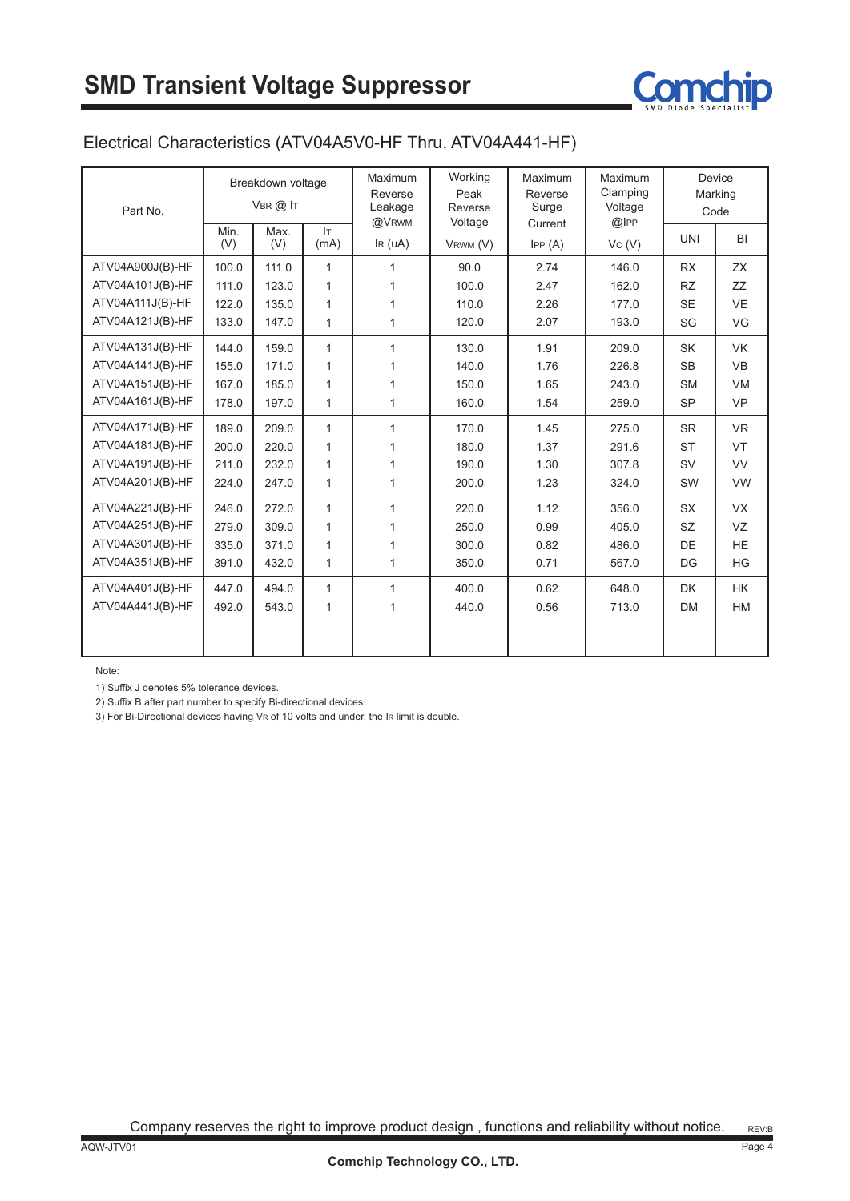# SMD Transient Voltage Suppressor

## Electrical Characteristics (ATV04A5V0-HF Thru. ATV04A441-HF)

| Part No. | Breakdown voltage $V_{BR}$ @ $I_T$ | | | Maximum Reverse Leakage @$V_{RWM}$ | Working Peak Reverse Voltage | Maximum Reverse Surge Current | Maximum Clamping Voltage @$I_{PP}$ | Device Marking Code | |
|---|---|---|---|---|---|---|---|---|---|
| | Min. (V) | Max. (V) | $I_T$ (mA) | $I_R$ (uA) | $V_{RWM}$ (V) | $I_{PP}$ (A) | $V_C$ (V) | UNI | BI |
| ATV04A900J(B)-HF | 100.0 | 111.0 | 1 | 1 | 90.0 | 2.74 | 146.0 | RX | ZX |
| ATV04A101J(B)-HF | 111.0 | 123.0 | 1 | 1 | 100.0 | 2.47 | 162.0 | RZ | ZZ |
| ATV04A111J(B)-HF | 122.0 | 135.0 | 1 | 1 | 110.0 | 2.26 | 177.0 | SE | VE |
| ATV04A121J(B)-HF | 133.0 | 147.0 | 1 | 1 | 120.0 | 2.07 | 193.0 | SG | VG |
| ATV04A131J(B)-HF | 144.0 | 159.0 | 1 | 1 | 130.0 | 1.91 | 209.0 | SK | VK |
| ATV04A141J(B)-HF | 155.0 | 171.0 | 1 | 1 | 140.0 | 1.76 | 226.8 | SB | VB |
| ATV04A151J(B)-HF | 167.0 | 185.0 | 1 | 1 | 150.0 | 1.65 | 243.0 | SM | VM |
| ATV04A161J(B)-HF | 178.0 | 197.0 | 1 | 1 | 160.0 | 1.54 | 259.0 | SP | VP |
| ATV04A171J(B)-HF | 189.0 | 209.0 | 1 | 1 | 170.0 | 1.45 | 275.0 | SR | VR |
| ATV04A181J(B)-HF | 200.0 | 220.0 | 1 | 1 | 180.0 | 1.37 | 291.6 | ST | VT |
| ATV04A191J(B)-HF | 211.0 | 232.0 | 1 | 1 | 190.0 | 1.30 | 307.8 | SV | VV |
| ATV04A201J(B)-HF | 224.0 | 247.0 | 1 | 1 | 200.0 | 1.23 | 324.0 | SW | VW |
| ATV04A221J(B)-HF | 246.0 | 272.0 | 1 | 1 | 220.0 | 1.12 | 356.0 | SX | VX |
| ATV04A251J(B)-HF | 279.0 | 309.0 | 1 | 1 | 250.0 | 0.99 | 405.0 | SZ | VZ |
| ATV04A301J(B)-HF | 335.0 | 371.0 | 1 | 1 | 300.0 | 0.82 | 486.0 | DE | HE |
| ATV04A351J(B)-HF | 391.0 | 432.0 | 1 | 1 | 350.0 | 0.71 | 567.0 | DG | HG |
| ATV04A401J(B)-HF | 447.0 | 494.0 | 1 | 1 | 400.0 | 0.62 | 648.0 | DK | HK |
| ATV04A441J(B)-HF | 492.0 | 543.0 | 1 | 1 | 440.0 | 0.56 | 713.0 | DM | HM |

Note:

1) Suffix J denotes 5% tolerance devices.

2) Suffix B after part number to specify Bi-directional devices.

3) For Bi-Directional devices having $V_R$ of 10 volts and under, the $I_R$ limit is double.

Company reserves the right to improve product design , functions and reliability without notice.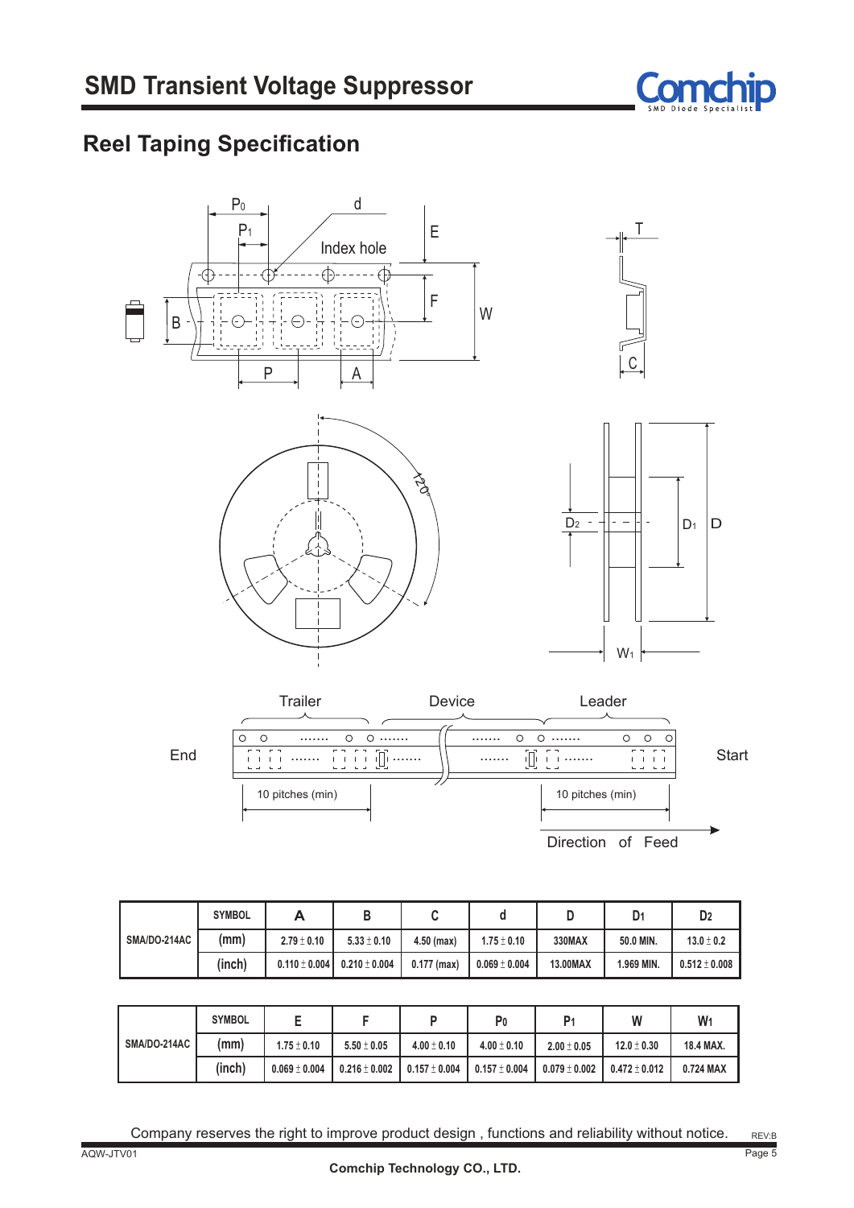## Reel Taping Specification

| | SYMBOL | A | B | C | d | D | $D_1$ | $D_2$ |
|---|---|---|---|---|---|---|---|---|
| SMA/DO-214AC | (mm) | 2.79 ± 0.10 | 5.33 ± 0.10 | 4.50 (max) | 1.75 ± 0.10 | 330MAX | 50.0 MIN. | 13.0 ± 0.2 |
| | (inch) | 0.110 ± 0.004 | 0.210 ± 0.004 | 0.177 (max) | 0.069 ± 0.004 | 13.00MAX | 1.969 MIN. | 0.512 ± 0.008 |

| | SYMBOL | E | F | P | $P_0$ | $P_1$ | W | $W_1$ |
|---|---|---|---|---|---|---|---|---|
| SMA/DO-214AC | (mm) | 1.75 ± 0.10 | 5.50 ± 0.05 | 4.00 ± 0.10 | 4.00 ± 0.10 | 2.00 ± 0.05 | 12.0 ± 0.30 | 18.4 MAX. |
| | (inch) | 0.069 ± 0.004 | 0.216 ± 0.002 | 0.157 ± 0.004 | 0.157 ± 0.004 | 0.079 ± 0.002 | 0.472 ± 0.012 | 0.724 MAX |

Company reserves the right to improve product design , functions and reliability without notice.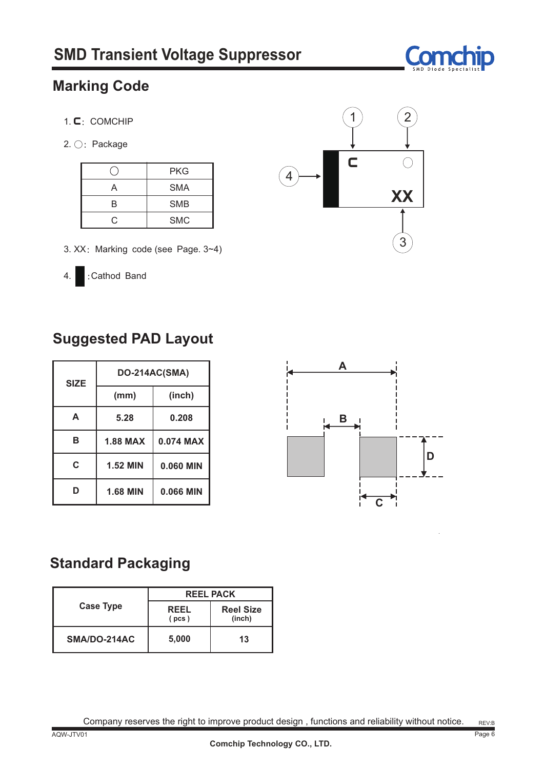## Marking Code

1. C: COMCHIP

2. ○: Package

| ○ | PKG |
|---|---|
| A | SMA |
| B | SMB |
| C | SMC |

3. XX: Marking code (see Page. 3~4)

4. ▌: Cathod Band

1
2
4
C
○
XX
3

## Suggested PAD Layout

| SIZE | DO-214AC(SMA) | |
|---|---|---|
| | (mm) | (inch) |
| A | 5.28 | 0.208 |
| B | 1.88 MAX | 0.074 MAX |
| C | 1.52 MIN | 0.060 MIN |
| D | 1.68 MIN | 0.066 MIN |

A
B
C
D

## Standard Packaging

| Case Type | REEL PACK | |
|---|---|---|
| | REEL (pcs) | Reel Size (inch) |
| SMA/DO-214AC | 5,000 | 13 |

Company reserves the right to improve product design , functions and reliability without notice.